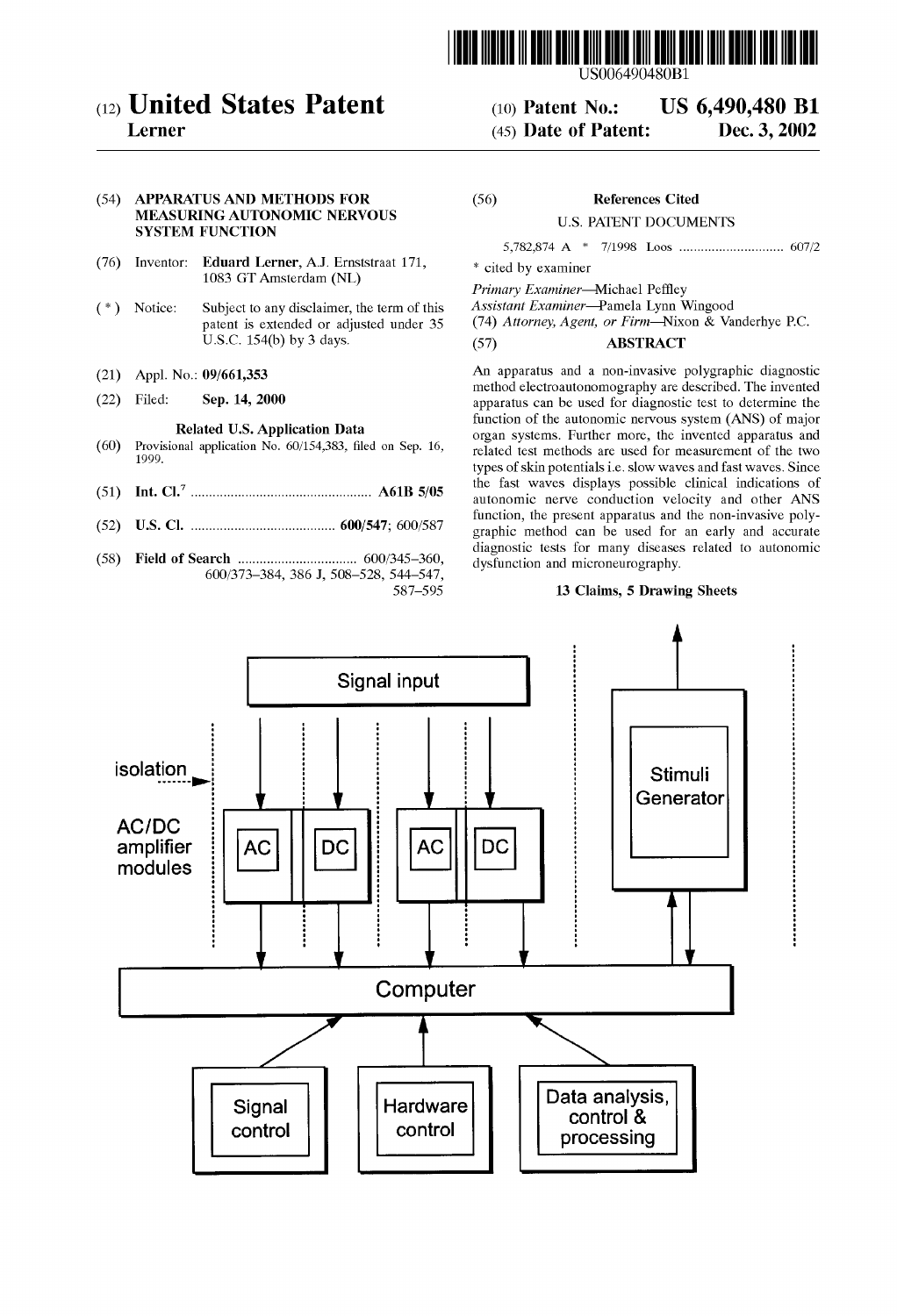US006490480B1

# (12) United States Patent

**Lerner**

(10) **Patent No.: US 6,490,480 B1**

(45) **Date of Patent: Dec. 3, 2002**

(54) **APPARATUS AND METHODS FOR MEASURING AUTONOMIC NERVOUS SYSTEM FUNCTION**

(76) Inventor: **Eduard Lerner**, A.J. Ernststraat 171, 1083 GT Amsterdam (NL)

( * ) Notice: Subject to any disclaimer, the term of this patent is extended or adjusted under 35 U.S.C. 154(b) by 3 days.

(21) Appl. No.: **09/661,353**

(22) Filed: **Sep. 14, 2000**

**Related U.S. Application Data**

(60) Provisional application No. 60/154,383, filed on Sep. 16, 1999.

(51) **Int. Cl.**[7] .................................................. **A61B 5/05**

(52) **U.S. Cl.** ........................................ **600/547**; 600/587

(58) **Field of Search** ................................. 600/345–360, 600/373–384, 386 J, 508–528, 544–547, 587–595

(56) **References Cited**

U.S. PATENT DOCUMENTS

5,782,874 A * 7/1998 Loos .............................. 607/2

\* cited by examiner

*Primary Examiner*—Michael Peffley

*Assistant Examiner*—Pamela Lynn Wingood

(74) *Attorney, Agent, or Firm*—Nixon & Vanderhye P.C.

(57) **ABSTRACT**

An apparatus and a non-invasive polygraphic diagnostic method electroautonomography are described. The invented apparatus can be used for diagnostic test to determine the function of the autonomic nervous system (ANS) of major organ systems. Further more, the invented apparatus and related test methods are used for measurement of the two types of skin potentials i.e. slow waves and fast waves. Since the fast waves displays possible clinical indications of autonomic nerve conduction velocity and other ANS function, the present apparatus and the non-invasive polygraphic method can be used for an early and accurate diagnostic tests for many diseases related to autonomic dysfunction and microneurography.

**13 Claims, 5 Drawing Sheets**

Signal input

isolation

AC/DC amplifier modules

AC | DC | AC | DC

Stimuli Generator

Computer

Signal control | Hardware control | Data analysis, control & processing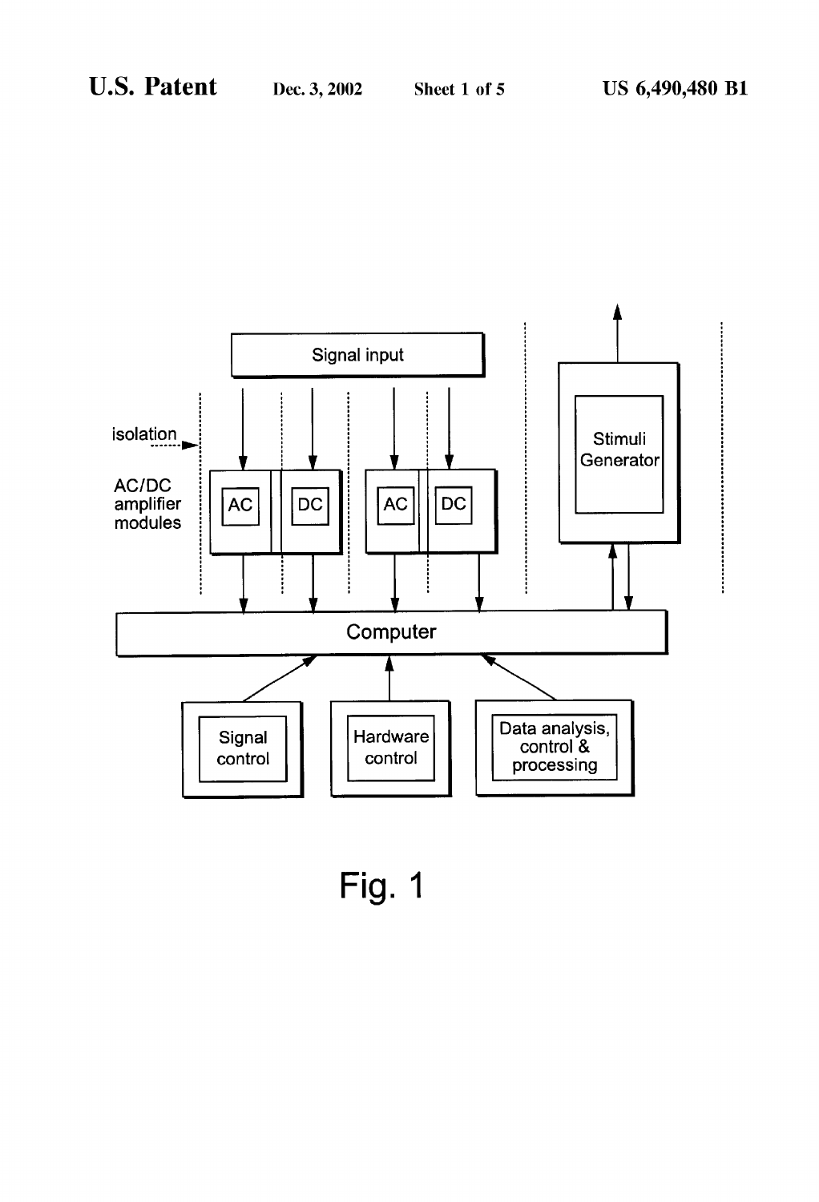Signal input

isolation

AC/DC amplifier modules

AC

DC

AC

DC

Stimuli Generator

Computer

Signal control

Hardware control

Data analysis, control & processing

Fig. 1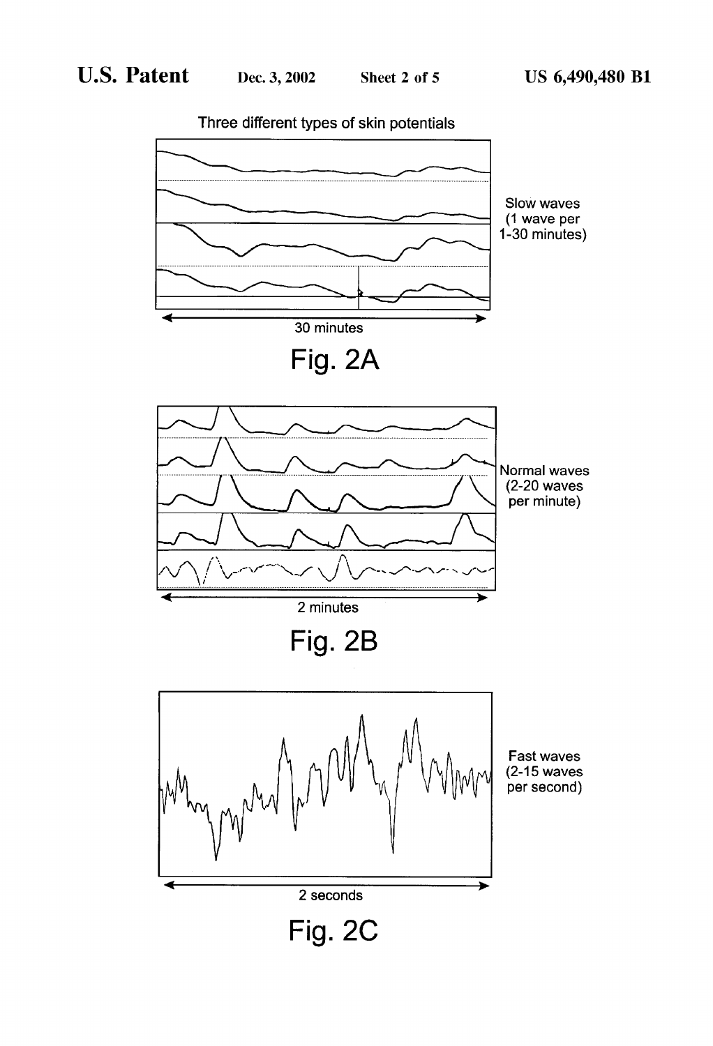Three different types of skin potentials

Slow waves (1 wave per 1-30 minutes)

30 minutes

Fig. 2A

Normal waves (2-20 waves per minute)

2 minutes

Fig. 2B

Fast waves (2-15 waves per second)

2 seconds

Fig. 2C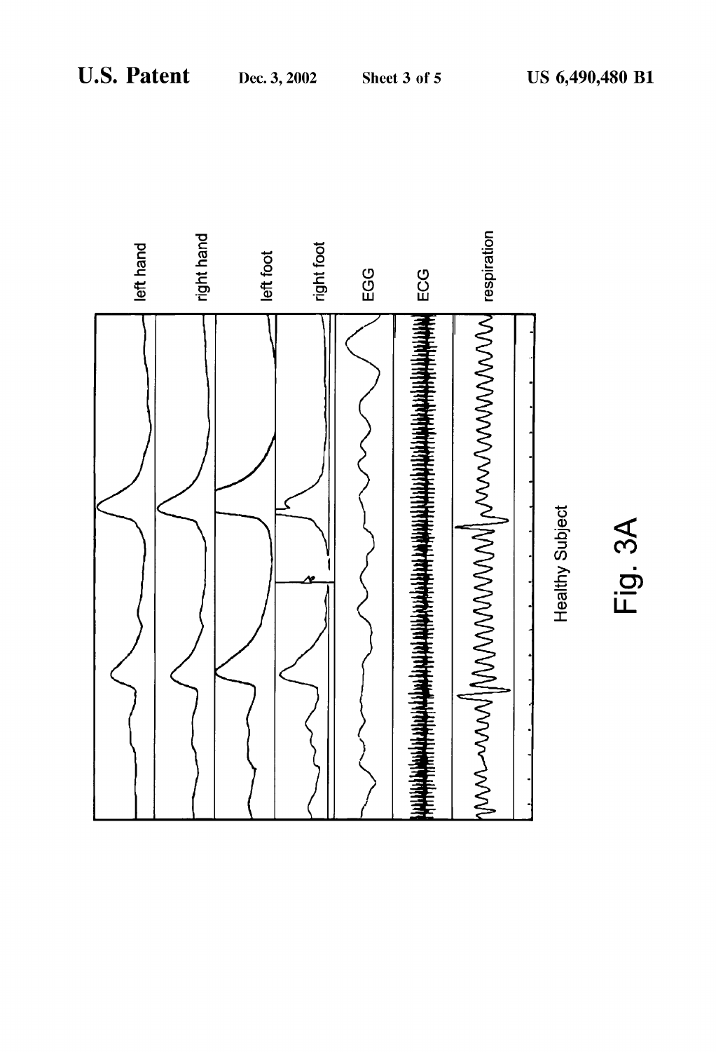left hand

right hand

left foot

right foot

EGG

ECG

respiration

Healthy Subject

Fig. 3A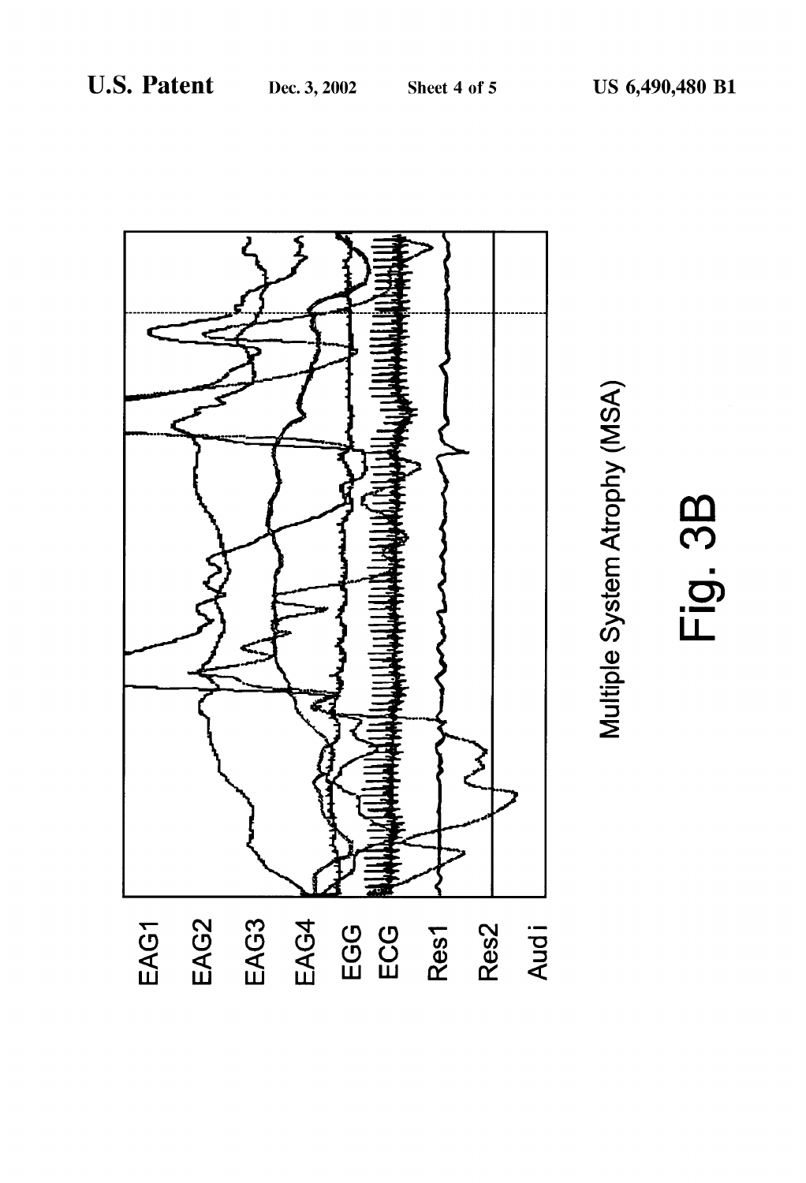EAG1

EAG2

EAG3

EAG4

EGG

ECG

Res1

Res2

Audi

Multiple System Atrophy (MSA)

Fig. 3B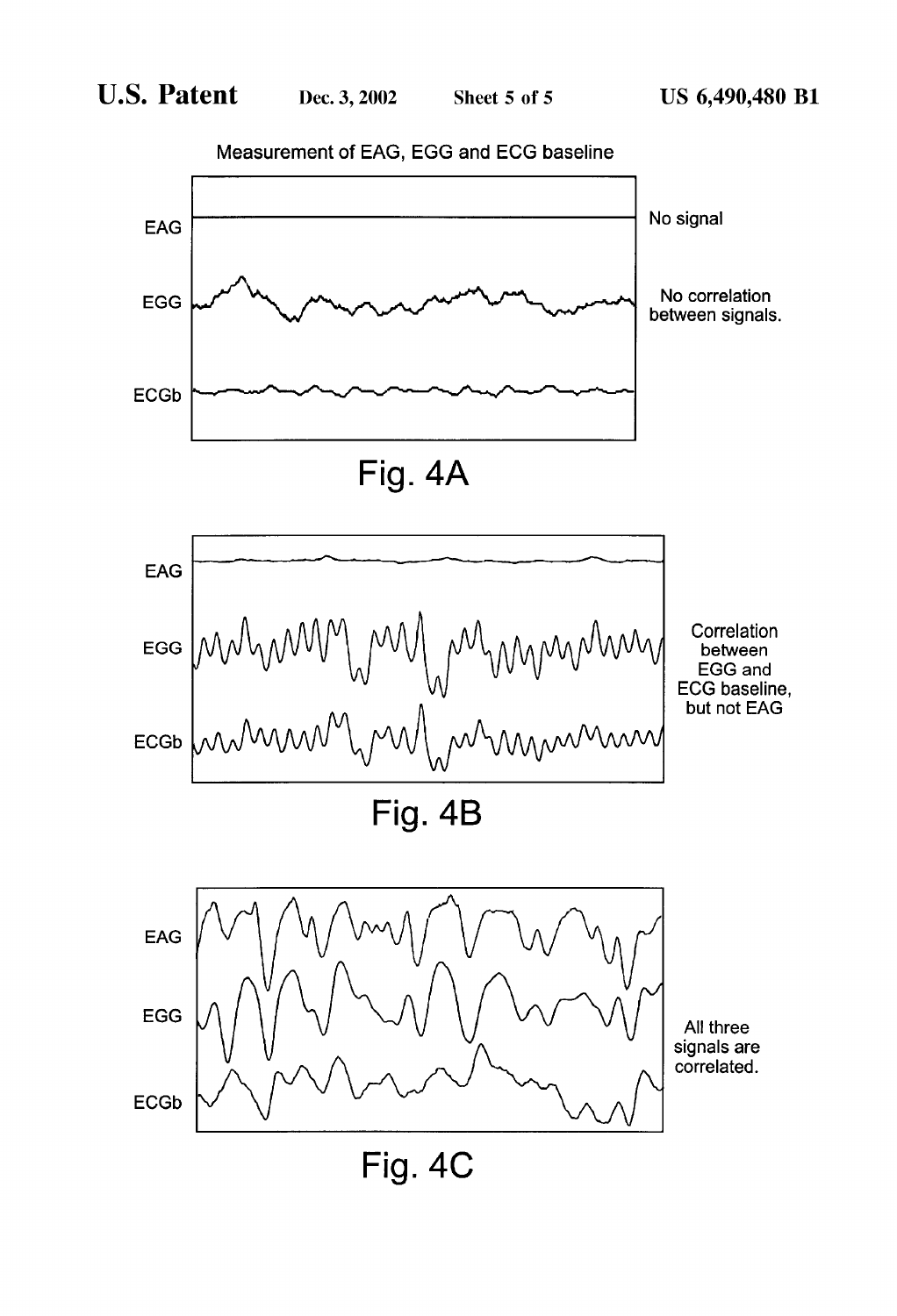Measurement of EAG, EGG and ECG baseline

EAG — No signal

EGG, ECGb — No correlation between signals.

Fig. 4A

EAG, EGG, ECGb — Correlation between EGG and ECG baseline, but not EAG

Fig. 4B

EAG, EGG, ECGb — All three signals are correlated.

Fig. 4C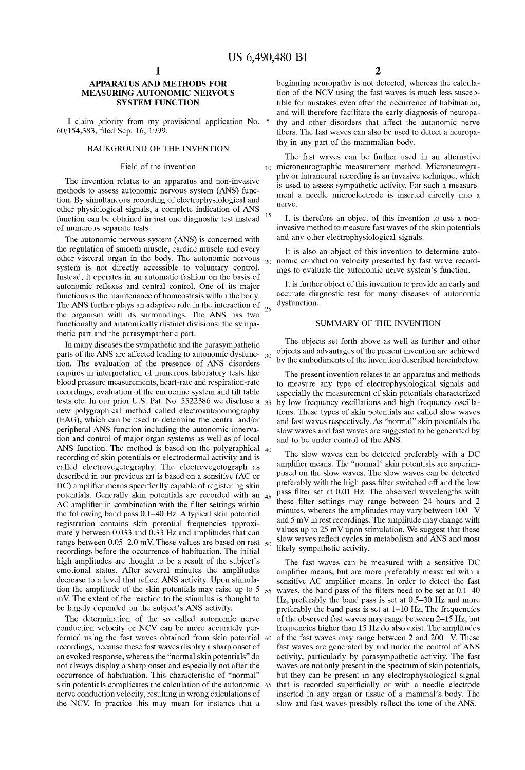# APPARATUS AND METHODS FOR MEASURING AUTONOMIC NERVOUS SYSTEM FUNCTION

I claim priority from my provisional application No. 60/154,383, filed Sep. 16, 1999.

## BACKGROUND OF THE INVENTION

### Field of the invention

The invention relates to an apparatus and non-invasive methods to assess autonomic nervous system (ANS) function. By simultaneous recording of electrophysiological and other physiological signals, a complete indication of ANS function can be obtained in just one diagnostic test instead of numerous separate tests.

The autonomic nervous system (ANS) is concerned with the regulation of smooth muscle, cardiac muscle and every other visceral organ in the body. The autonomic nervous system is not directly accessible to voluntary control. Instead, it operates in an automatic fashion on the basis of autonomic reflexes and central control. One of its major functions is the maintenance of homeostasis within the body. The ANS further plays an adaptive role in the interaction of the organism with its surroundings. The ANS has two functionally and anatomically distinct divisions: the sympathetic part and the parasympathetic part.

In many diseases the sympathetic and the parasympathetic parts of the ANS are affected leading to autonomic dysfunction. The evaluation of the presence of ANS disorders requires in interpretation of numerous laboratory tests like blood pressure measurements, heart-rate and respiration-rate recordings, evaluation of the endocrine system and tilt table tests etc. In our prior U.S. Pat. No. 5522386 we disclose a new polygraphical method called electroautonomography (EAG), which can be used to determine the central and/or peripheral ANS function including the autonomic innervation and control of major organ systems as well as of local ANS function. The method is based on the polygraphical recording of skin potentials or electrodermal activity and is called electrovegetography. The electrovegetograph as described in our previous art is based on a sensitive (AC or DC) amplifier means specifically capable of registering skin potentials. Generally skin potentials are recorded with an AC amplifier in combination with the filter settings within the following band pass 0.1–40 Hz. A typical skin potential registration contains skin potential frequencies approximately between 0.033 and 0.33 Hz and amplitudes that can range between 0.05–2.0 mV. These values are based on rest recordings before the occurrence of habituation. The initial high amplitudes are thought to be a result of the subject's emotional status. After several minutes the amplitudes decrease to a level that reflect ANS activity. Upon stimulation the amplitude of the skin potentials may raise up to 5 mV. The extent of the reaction to the stimulus is thought to be largely depended on the subject's ANS activity.

The determination of the so called autonomic nerve conduction velocity or NCV can be more accurately performed using the fast waves obtained from skin potential recordings, because these fast waves display a sharp onset of an evoked response, whereas the "normal skin potentials" do not always display a sharp onset and especially not after the occurrence of habituation. This characteristic of "normal" skin potentials complicates the calculation of the autonomic nerve conduction velocity, resulting in wrong calculations of the NCV. In practice this may mean for instance that a beginning neuropathy is not detected, whereas the calculation of the NCV using the fast waves is much less susceptible for mistakes even after the occurrence of habituation, and will therefore facilitate the early diagnosis of neuropathy and other disorders that affect the autonomic nerve fibers. The fast waves can also be used to detect a neuropathy in any part of the mammalian body.

The fast waves can be further used in an alternative microneurographic measurement method. Microneurography or intraneural recording is an invasive technique, which is used to assess sympathetic activity. For such a measurement a needle microelectrode is inserted directly into a nerve.

It is therefore an object of this invention to use a non-invasive method to measure fast waves of the skin potentials and any other electrophysiological signals.

It is also an object of this invention to determine autonomic conduction velocity presented by fast wave recordings to evaluate the autonomic nerve system's function.

It is further object of this invention to provide an early and accurate diagnostic test for many diseases of autonomic dysfunction.

## SUMMARY OF THE INVENTION

The objects set forth above as well as further and other objects and advantages of the present invention are achieved by the embodiments of the invention described hereinbelow.

The present invention relates to an apparatus and methods to measure any type of electrophysiological signals and especially the measurement of skin potentials characterized by low frequency oscillations and high frequency oscillations. These types of skin potentials are called slow waves and fast waves respectively. As "normal" skin potentials the slow waves and fast waves are suggested to be generated by and to be under control of the ANS.

The slow waves can be detected preferably with a DC amplifier means. The "normal" skin potentials are superimposed on the slow waves. The slow waves can be detected preferably with the high pass filter switched off and the low pass filter set at 0.01 Hz. The observed wavelengths with these filter settings may range between 24 hours and 2 minutes, whereas the amplitudes may vary between 100_V and 5 mV in rest recordings. The amplitude may change with values up to 25 mV upon stimulation. We suggest that these slow waves reflect cycles in metabolism and ANS and most likely sympathetic activity.

The fast waves can be measured with a sensitive DC amplifier means, but are more preferably measured with a sensitive AC amplifier means. In order to detect the fast waves, the band pass of the filters need to be set at 0.1–40 Hz, preferably the band pass is set at 0.5–30 Hz and more preferably the band pass is set at 1–10 Hz, The frequencies of the observed fast waves may range between 2–15 Hz, but frequencies higher than 15 Hz do also exist. The amplitudes of the fast waves may range between 2 and 200_V. These fast waves are generated by and under the control of ANS activity, particularly by parasympathetic activity. The fast waves are not only present in the spectrum of skin potentials, but they can be present in any electrophysiological signal that is recorded superficially or with a needle electrode inserted in any organ or tissue of a mammal's body. The slow and fast waves possibly reflect the tone of the ANS.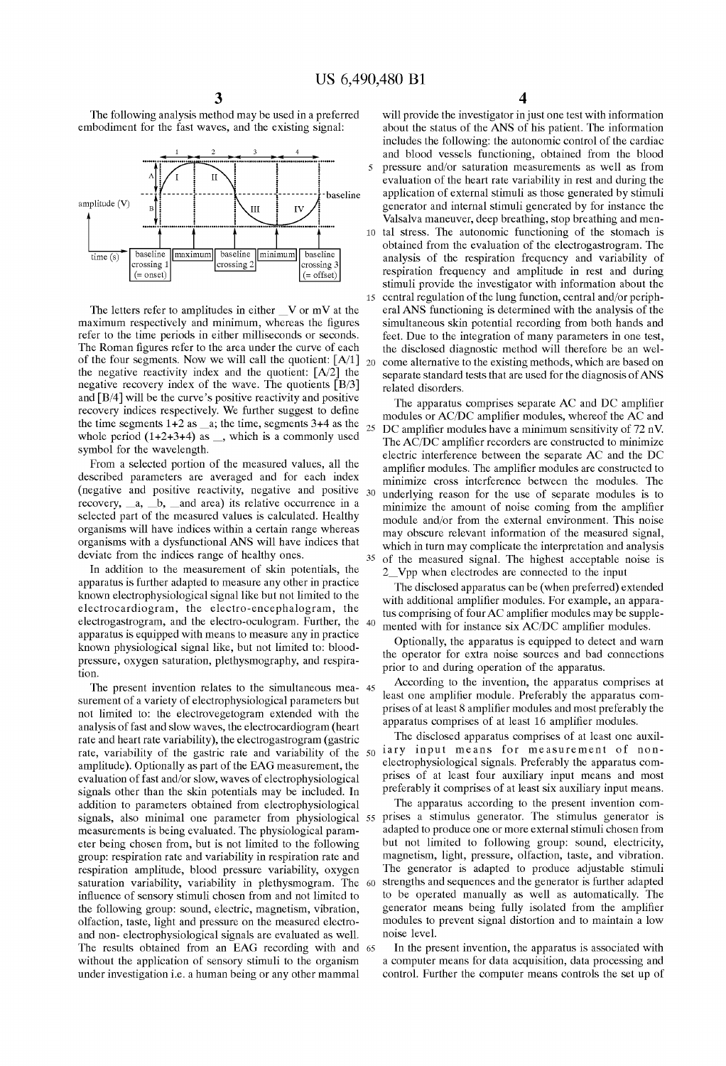The following analysis method may be used in a preferred embodiment for the fast waves, and the existing signal:

```
          |<- 1 ->|<- 2 ->|<- 3 ->|<- 4 ->|
        A |   I   |  II   |       |       |
amplitude (V) ------------------------------- baseline
        B |       |       |  III  |  IV   |

time (s)  baseline    maximum  baseline    minimum  baseline
          crossing 1           crossing 2           crossing 3
          (= onset)                                 (= offset)
```

The letters refer to amplitudes in either _V or mV at the maximum respectively and minimum, whereas the figures refer to the time periods in either milliseconds or seconds. The Roman figures refer to the area under the curve of each of the four segments. Now we will call the quotient: [A/1] the negative reactivity index and the quotient: [A/2] the negative recovery index of the wave. The quotients [B/3] and [B/4] will be the curve's positive reactivity and positive recovery indices respectively. We further suggest to define the time segments 1+2 as _a; the time, segments 3+4 as the whole period (1+2+3+4) as _, which is a commonly used symbol for the wavelength.

From a selected portion of the measured values, all the described parameters are averaged and for each index (negative and positive reactivity, negative and positive recovery, _a, _b, _and area) its relative occurrence in a selected part of the measured values is calculated. Healthy organisms will have indices within a certain range whereas organisms with a dysfunctional ANS will have indices that deviate from the indices range of healthy ones.

In addition to the measurement of skin potentials, the apparatus is further adapted to measure any other in practice known electrophysiological signal like but not limited to the electrocardiogram, the electro-encephalogram, the electrogastrogram, and the electro-oculogram. Further, the apparatus is equipped with means to measure any in practice known physiological signal like, but not limited to: blood-pressure, oxygen saturation, plethysmography, and respiration.

The present invention relates to the simultaneous measurement of a variety of electrophysiological parameters but not limited to: the electrovegetogram extended with the analysis of fast and slow waves, the electrocardiogram (heart rate and heart rate variability), the electrogastrogram (gastric rate, variability of the gastric rate and variability of the amplitude). Optionally as part of the EAG measurement, the evaluation of fast and/or slow, waves of electrophysiological signals other than the skin potentials may be included. In addition to parameters obtained from electrophysiological signals, also minimal one parameter from physiological measurements is being evaluated. The physiological parameter being chosen from, but is not limited to the following group: respiration rate and variability in respiration rate and respiration amplitude, blood pressure variability, oxygen saturation variability, variability in plethysmogram. The influence of sensory stimuli chosen from and not limited to the following group: sound, electric, magnetism, vibration, olfaction, taste, light and pressure on the measured electro- and non- electrophysiological signals are evaluated as well. The results obtained from an EAG recording with and without the application of sensory stimuli to the organism under investigation i.e. a human being or any other mammal will provide the investigator in just one test with information about the status of the ANS of his patient. The information includes the following: the autonomic control of the cardiac and blood vessels functioning, obtained from the blood pressure and/or saturation measurements as well as from evaluation of the heart rate variability in rest and during the application of external stimuli as those generated by stimuli generator and internal stimuli generated by for instance the Valsalva maneuver, deep breathing, stop breathing and mental stress. The autonomic functioning of the stomach is obtained from the evaluation of the electrogastrogram. The analysis of the respiration frequency and variability of respiration frequency and amplitude in rest and during stimuli provide the investigator with information about the central regulation of the lung function, central and/or peripheral ANS functioning is determined with the analysis of the simultaneous skin potential recording from both hands and feet. Due to the integration of many parameters in one test, the disclosed diagnostic method will therefore be an welcome alternative to the existing methods, which are based on separate standard tests that are used for the diagnosis of ANS related disorders.

The apparatus comprises separate AC and DC amplifier modules or AC/DC amplifier modules, whereof the AC and DC amplifier modules have a minimum sensitivity of 72 nV. The AC/DC amplifier recorders are constructed to minimize electric interference between the separate AC and the DC amplifier modules. The amplifier modules are constructed to minimize cross interference between the modules. The underlying reason for the use of separate modules is to minimize the amount of noise coming from the amplifier module and/or from the external environment. This noise may obscure relevant information of the measured signal, which in turn may complicate the interpretation and analysis of the measured signal. The highest acceptable noise is 2_Vpp when electrodes are connected to the input

The disclosed apparatus can be (when preferred) extended with additional amplifier modules. For example, an apparatus comprising of four AC amplifier modules may be supplemented with for instance six AC/DC amplifier modules.

Optionally, the apparatus is equipped to detect and warn the operator for extra noise sources and bad connections prior to and during operation of the apparatus.

According to the invention, the apparatus comprises at least one amplifier module. Preferably the apparatus comprises of at least 8 amplifier modules and most preferably the apparatus comprises of at least 16 amplifier modules.

The disclosed apparatus comprises of at least one auxiliary input means for measurement of non-electrophysiological signals. Preferably the apparatus comprises of at least four auxiliary input means and most preferably it comprises of at least six auxiliary input means.

The apparatus according to the present invention comprises a stimulus generator. The stimulus generator is adapted to produce one or more external stimuli chosen from but not limited to following group: sound, electricity, magnetism, light, pressure, olfaction, taste, and vibration. The generator is adapted to produce adjustable stimuli strengths and sequences and the generator is further adapted to be operated manually as well as automatically. The generator means being fully isolated from the amplifier modules to prevent signal distortion and to maintain a low noise level.

In the present invention, the apparatus is associated with a computer means for data acquisition, data processing and control. Further the computer means controls the set up of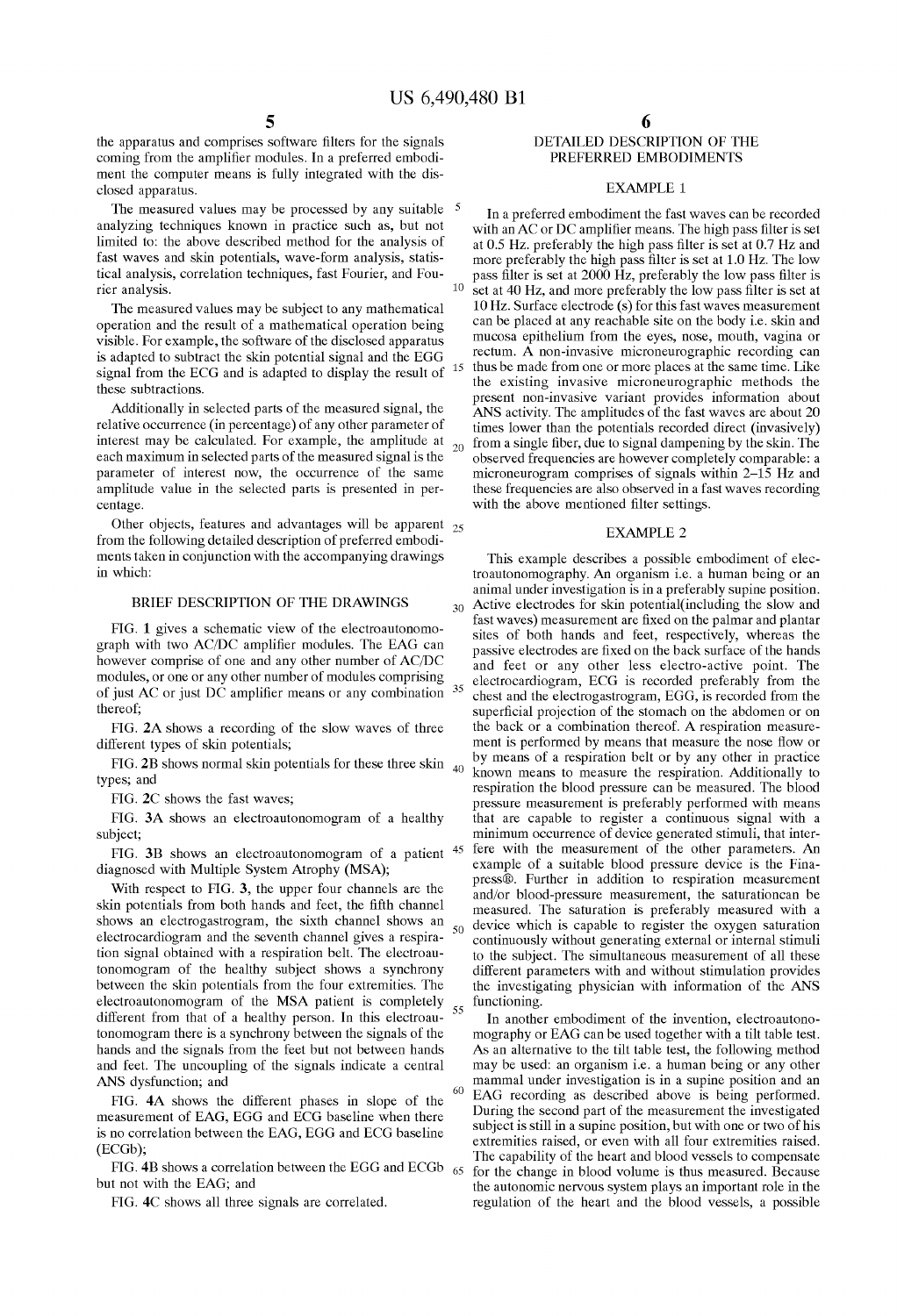the apparatus and comprises software filters for the signals coming from the amplifier modules. In a preferred embodiment the computer means is fully integrated with the disclosed apparatus.

The measured values may be processed by any suitable analyzing techniques known in practice such as, but not limited to: the above described method for the analysis of fast waves and skin potentials, wave-form analysis, statistical analysis, correlation techniques, fast Fourier, and Fourier analysis.

The measured values may be subject to any mathematical operation and the result of a mathematical operation being visible. For example, the software of the disclosed apparatus is adapted to subtract the skin potential signal and the EGG signal from the ECG and is adapted to display the result of these subtractions.

Additionally in selected parts of the measured signal, the relative occurrence (in percentage) of any other parameter of interest may be calculated. For example, the amplitude at each maximum in selected parts of the measured signal is the parameter of interest now, the occurrence of the same amplitude value in the selected parts is presented in percentage.

Other objects, features and advantages will be apparent from the following detailed description of preferred embodiments taken in conjunction with the accompanying drawings in which:

## BRIEF DESCRIPTION OF THE DRAWINGS

FIG. **1** gives a schematic view of the electroautonomograph with two AC/DC amplifier modules. The EAG can however comprise of one and any other number of AC/DC modules, or one or any other number of modules comprising of just AC or just DC amplifier means or any combination thereof;

FIG. **2A** shows a recording of the slow waves of three different types of skin potentials;

FIG. **2B** shows normal skin potentials for these three skin types; and

FIG. **2C** shows the fast waves;

FIG. **3A** shows an electroautonomogram of a healthy subject;

FIG. **3B** shows an electroautonomogram of a patient diagnosed with Multiple System Atrophy (MSA);

With respect to FIG. **3**, the upper four channels are the skin potentials from both hands and feet, the fifth channel shows an electrogastrogram, the sixth channel shows an electrocardiogram and the seventh channel gives a respiration signal obtained with a respiration belt. The electroautonomogram of the healthy subject shows a synchrony between the skin potentials from the four extremities. The electroautonomogram of the MSA patient is completely different from that of a healthy person. In this electroautonomogram there is a synchrony between the signals of the hands and the signals from the feet but not between hands and feet. The uncoupling of the signals indicate a central ANS dysfunction; and

FIG. **4A** shows the different phases in slope of the measurement of EAG, EGG and ECG baseline when there is no correlation between the EAG, EGG and ECG baseline (ECGb);

FIG. **4B** shows a correlation between the EGG and ECGb but not with the EAG; and

FIG. **4C** shows all three signals are correlated.

## DETAILED DESCRIPTION OF THE PREFERRED EMBODIMENTS

### EXAMPLE 1

In a preferred embodiment the fast waves can be recorded with an AC or DC amplifier means. The high pass filter is set at 0.5 Hz. preferably the high pass filter is set at 0.7 Hz and more preferably the high pass filter is set at 1.0 Hz. The low pass filter is set at 2000 Hz, preferably the low pass filter is set at 40 Hz, and more preferably the low pass filter is set at 10 Hz. Surface electrode (s) for this fast waves measurement can be placed at any reachable site on the body i.e. skin and mucosa epithelium from the eyes, nose, mouth, vagina or rectum. A non-invasive microneurographic recording can thus be made from one or more places at the same time. Like the existing invasive microneurographic methods the present non-invasive variant provides information about ANS activity. The amplitudes of the fast waves are about 20 times lower than the potentials recorded direct (invasively) from a single fiber, due to signal dampening by the skin. The observed frequencies are however completely comparable: a microneurogram comprises of signals within 2–15 Hz and these frequencies are also observed in a fast waves recording with the above mentioned filter settings.

### EXAMPLE 2

This example describes a possible embodiment of electroautonomography. An organism i.e. a human being or an animal under investigation is in a preferably supine position. Active electrodes for skin potential(including the slow and fast waves) measurement are fixed on the palmar and plantar sites of both hands and feet, respectively, whereas the passive electrodes are fixed on the back surface of the hands and feet or any other less electro-active point. The electrocardiogram, ECG is recorded preferably from the chest and the electrogastrogram, EGG, is recorded from the superficial projection of the stomach on the abdomen or on the back or a combination thereof. A respiration measurement is performed by means that measure the nose flow or by means of a respiration belt or by any other in practice known means to measure the respiration. Additionally to respiration the blood pressure can be measured. The blood pressure measurement is preferably performed with means that are capable to register a continuous signal with a minimum occurrence of device generated stimuli, that interfere with the measurement of the other parameters. An example of a suitable blood pressure device is the Finapress®. Further in addition to respiration measurement and/or blood-pressure measurement, the saturationcan be measured. The saturation is preferably measured with a device which is capable to register the oxygen saturation continuously without generating external or internal stimuli to the subject. The simultaneous measurement of all these different parameters with and without stimulation provides the investigating physician with information of the ANS functioning.

In another embodiment of the invention, electroautonomography or EAG can be used together with a tilt table test. As an alternative to the tilt table test, the following method may be used: an organism i.e. a human being or any other mammal under investigation is in a supine position and an EAG recording as described above is being performed. During the second part of the measurement the investigated subject is still in a supine position, but with one or two of his extremities raised, or even with all four extremities raised. The capability of the heart and blood vessels to compensate for the change in blood volume is thus measured. Because the autonomic nervous system plays an important role in the regulation of the heart and the blood vessels, a possible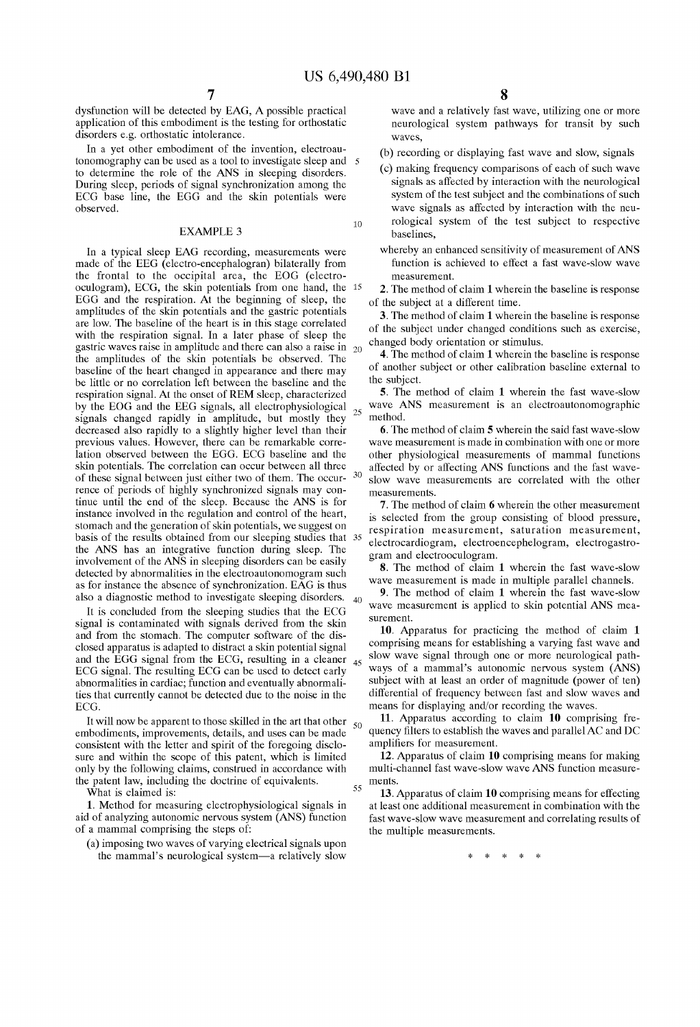dysfunction will be detected by EAG, A possible practical application of this embodiment is the testing for orthostatic disorders e.g. orthostatic intolerance.

In a yet other embodiment of the invention, electroautonomography can be used as a tool to investigate sleep and to determine the role of the ANS in sleeping disorders. During sleep, periods of signal synchronization among the ECG base line, the EGG and the skin potentials were observed.

## EXAMPLE 3

In a typical sleep EAG recording, measurements were made of the EEG (electro-encephalogran) bilaterally from the frontal to the occipital area, the EOG (electro-oculogram), ECG, the skin potentials from one hand, the EGG and the respiration. At the beginning of sleep, the amplitudes of the skin potentials and the gastric potentials are low. The baseline of the heart is in this stage correlated with the respiration signal. In a later phase of sleep the gastric waves raise in amplitude and there can also a raise in the amplitudes of the skin potentials be observed. The baseline of the heart changed in appearance and there may be little or no correlation left between the baseline and the respiration signal. At the onset of REM sleep, characterized by the EOG and the EEG signals, all electrophysiological signals changed rapidly in amplitude, but mostly they decreased also rapidly to a slightly higher level than their previous values. However, there can be remarkable correlation observed between the EGG. ECG baseline and the skin potentials. The correlation can occur between all three of these signal between just either two of them. The occurrence of periods of highly synchronized signals may continue until the end of the sleep. Because the ANS is for instance involved in the regulation and control of the heart, stomach and the generation of skin potentials, we suggest on basis of the results obtained from our sleeping studies that the ANS has an integrative function during sleep. The involvement of the ANS in sleeping disorders can be easily detected by abnormalities in the electroautonomogram such as for instance the absence of synchronization. EAG is thus also a diagnostic method to investigate sleeping disorders.

It is concluded from the sleeping studies that the ECG signal is contaminated with signals derived from the skin and from the stomach. The computer software of the disclosed apparatus is adapted to distract a skin potential signal and the EGG signal from the ECG, resulting in a cleaner ECG signal. The resulting ECG can be used to detect early abnormalities in cardiac; function and eventually abnormalities that currently cannot be detected due to the noise in the ECG.

It will now be apparent to those skilled in the art that other embodiments, improvements, details, and uses can be made consistent with the letter and spirit of the foregoing disclosure and within the scope of this patent, which is limited only by the following claims, construed in accordance with the patent law, including the doctrine of equivalents.

What is claimed is:

1. Method for measuring electrophysiological signals in aid of analyzing autonomic nervous system (ANS) function of a mammal comprising the steps of:

(a) imposing two waves of varying electrical signals upon the mammal's neurological system—a relatively slow wave and a relatively fast wave, utilizing one or more neurological system pathways for transit by such waves,

(b) recording or displaying fast wave and slow, signals

(c) making frequency comparisons of each of such wave signals as affected by interaction with the neurological system of the test subject and the combinations of such wave signals as affected by interaction with the neurological system of the test subject to respective baselines,

whereby an enhanced sensitivity of measurement of ANS function is achieved to effect a fast wave-slow wave measurement.

2. The method of claim 1 wherein the baseline is response of the subject at a different time.

3. The method of claim 1 wherein the baseline is response of the subject under changed conditions such as exercise, changed body orientation or stimulus.

4. The method of claim 1 wherein the baseline is response of another subject or other calibration baseline external to the subject.

5. The method of claim 1 wherein the fast wave-slow wave ANS measurement is an electroautonomographic method.

6. The method of claim 5 wherein the said fast wave-slow wave measurement is made in combination with one or more other physiological measurements of mammal functions affected by or affecting ANS functions and the fast wave-slow wave measurements are correlated with the other measurements.

7. The method of claim 6 wherein the other measurement is selected from the group consisting of blood pressure, respiration measurement, saturation measurement, electrocardiogram, electroencephelogram, electrogastrogram and electrooculogram.

8. The method of claim 1 wherein the fast wave-slow wave measurement is made in multiple parallel channels.

9. The method of claim 1 wherein the fast wave-slow wave measurement is applied to skin potential ANS measurement.

10. Apparatus for practicing the method of claim 1 comprising means for establishing a varying fast wave and slow wave signal through one or more neurological pathways of a mammal's autonomic nervous system (ANS) subject with at least an order of magnitude (power of ten) differential of frequency between fast and slow waves and means for displaying and/or recording the waves.

11. Apparatus according to claim 10 comprising frequency filters to establish the waves and parallel AC and DC amplifiers for measurement.

12. Apparatus of claim 10 comprising means for making multi-channel fast wave-slow wave ANS function measurements.

13. Apparatus of claim 10 comprising means for effecting at least one additional measurement in combination with the fast wave-slow wave measurement and correlating results of the multiple measurements.

* * * * *